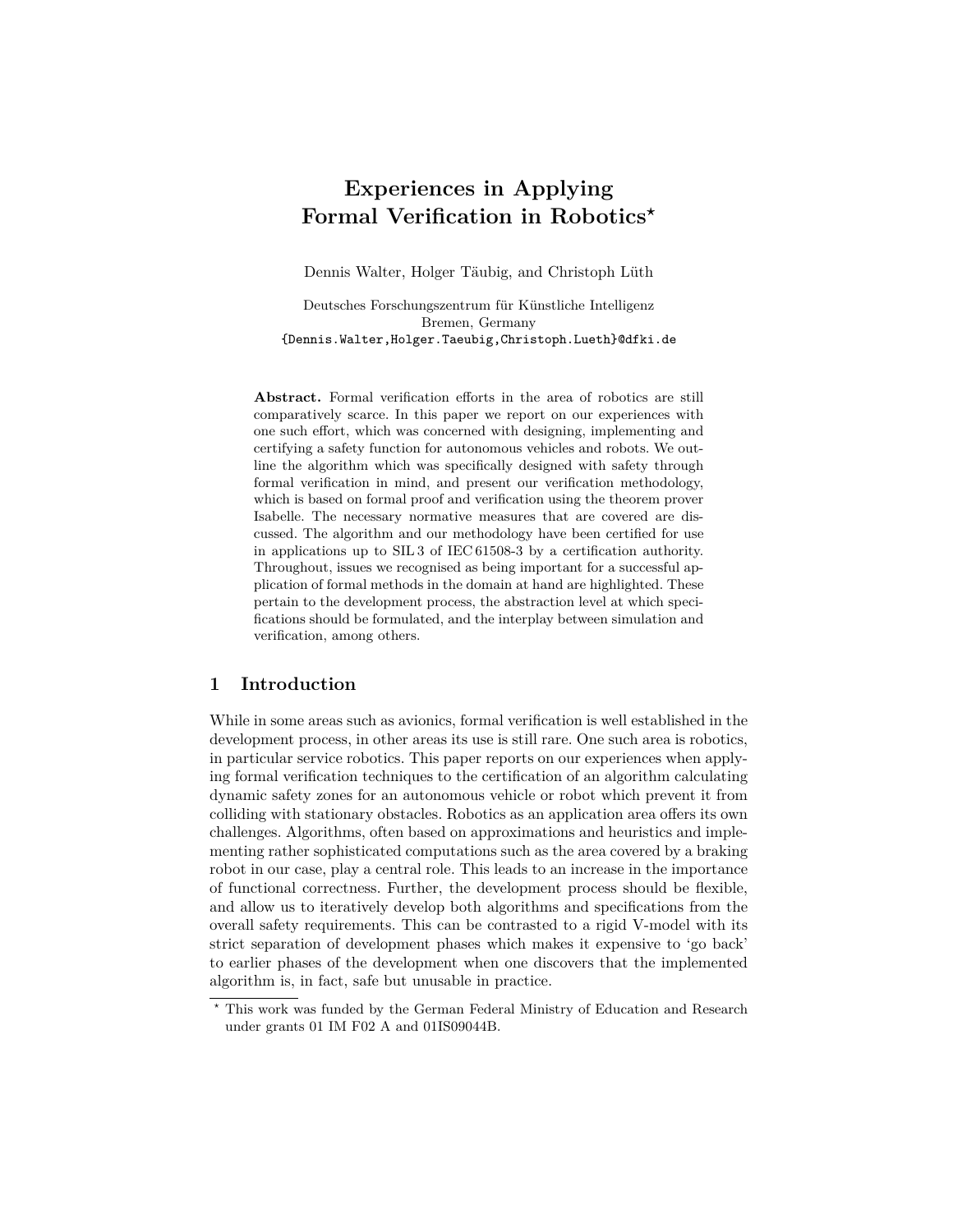# Experiences in Applying Formal Verification in Robotics*

Dennis Walter, Holger Täubig, and Christoph Lüth

Deutsches Forschungszentrum für Künstliche Intelligenz
Bremen, Germany
{Dennis.Walter,Holger.Taeubig,Christoph.Lueth}@dfki.de

**Abstract.** Formal verification efforts in the area of robotics are still comparatively scarce. In this paper we report on our experiences with one such effort, which was concerned with designing, implementing and certifying a safety function for autonomous vehicles and robots. We outline the algorithm which was specifically designed with safety through formal verification in mind, and present our verification methodology, which is based on formal proof and verification using the theorem prover Isabelle. The necessary normative measures that are covered are discussed. The algorithm and our methodology have been certified for use in applications up to SIL 3 of IEC 61508-3 by a certification authority. Throughout, issues we recognised as being important for a successful application of formal methods in the domain at hand are highlighted. These pertain to the development process, the abstraction level at which specifications should be formulated, and the interplay between simulation and verification, among others.

## 1 Introduction

While in some areas such as avionics, formal verification is well established in the development process, in other areas its use is still rare. One such area is robotics, in particular service robotics. This paper reports on our experiences when applying formal verification techniques to the certification of an algorithm calculating dynamic safety zones for an autonomous vehicle or robot which prevent it from colliding with stationary obstacles. Robotics as an application area offers its own challenges. Algorithms, often based on approximations and heuristics and implementing rather sophisticated computations such as the area covered by a braking robot in our case, play a central role. This leads to an increase in the importance of functional correctness. Further, the development process should be flexible, and allow us to iteratively develop both algorithms and specifications from the overall safety requirements. This can be contrasted to a rigid V-model with its strict separation of development phases which makes it expensive to 'go back' to earlier phases of the development when one discovers that the implemented algorithm is, in fact, safe but unusable in practice.

* This work was funded by the German Federal Ministry of Education and Research under grants 01 IM F02 A and 01IS09044B.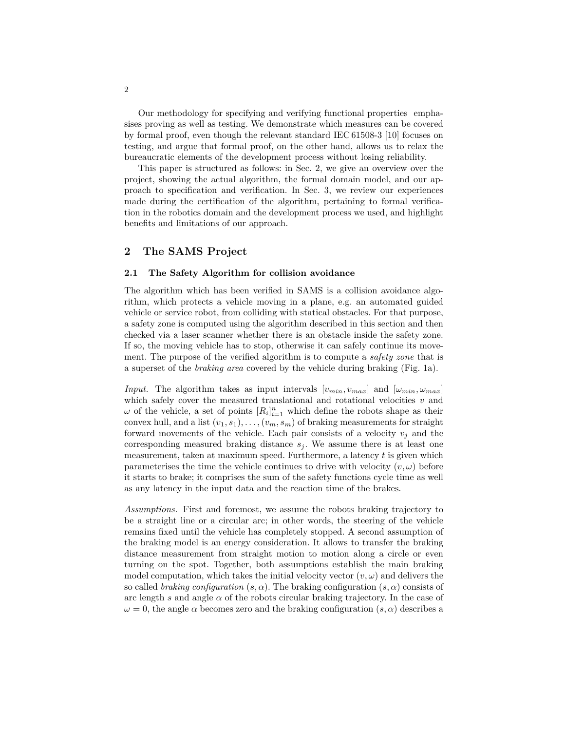Our methodology for specifying and verifying functional properties emphasises proving as well as testing. We demonstrate which measures can be covered by formal proof, even though the relevant standard IEC 61508-3 [10] focuses on testing, and argue that formal proof, on the other hand, allows us to relax the bureaucratic elements of the development process without losing reliability.

This paper is structured as follows: in Sec. 2, we give an overview over the project, showing the actual algorithm, the formal domain model, and our approach to specification and verification. In Sec. 3, we review our experiences made during the certification of the algorithm, pertaining to formal verification in the robotics domain and the development process we used, and highlight benefits and limitations of our approach.

## 2 The SAMS Project

### 2.1 The Safety Algorithm for collision avoidance

The algorithm which has been verified in SAMS is a collision avoidance algorithm, which protects a vehicle moving in a plane, e.g. an automated guided vehicle or service robot, from colliding with statical obstacles. For that purpose, a safety zone is computed using the algorithm described in this section and then checked via a laser scanner whether there is an obstacle inside the safety zone. If so, the moving vehicle has to stop, otherwise it can safely continue its movement. The purpose of the verified algorithm is to compute a *safety zone* that is a superset of the *braking area* covered by the vehicle during braking (Fig. 1a).

*Input.* The algorithm takes as input intervals $[v_{min}, v_{max}]$ and $[\omega_{min}, \omega_{max}]$ which safely cover the measured translational and rotational velocities $v$ and $\omega$ of the vehicle, a set of points $[R_i]_{i=1}^{n}$ which define the robots shape as their convex hull, and a list $(v_1, s_1), \ldots, (v_m, s_m)$ of braking measurements for straight forward movements of the vehicle. Each pair consists of a velocity $v_j$ and the corresponding measured braking distance $s_j$. We assume there is at least one measurement, taken at maximum speed. Furthermore, a latency $t$ is given which parameterises the time the vehicle continues to drive with velocity $(v, \omega)$ before it starts to brake; it comprises the sum of the safety functions cycle time as well as any latency in the input data and the reaction time of the brakes.

*Assumptions.* First and foremost, we assume the robots braking trajectory to be a straight line or a circular arc; in other words, the steering of the vehicle remains fixed until the vehicle has completely stopped. A second assumption of the braking model is an energy consideration. It allows to transfer the braking distance measurement from straight motion to motion along a circle or even turning on the spot. Together, both assumptions establish the main braking model computation, which takes the initial velocity vector $(v, \omega)$ and delivers the so called *braking configuration* $(s, \alpha)$. The braking configuration $(s, \alpha)$ consists of arc length $s$ and angle $\alpha$ of the robots circular braking trajectory. In the case of $\omega = 0$, the angle $\alpha$ becomes zero and the braking configuration $(s, \alpha)$ describes a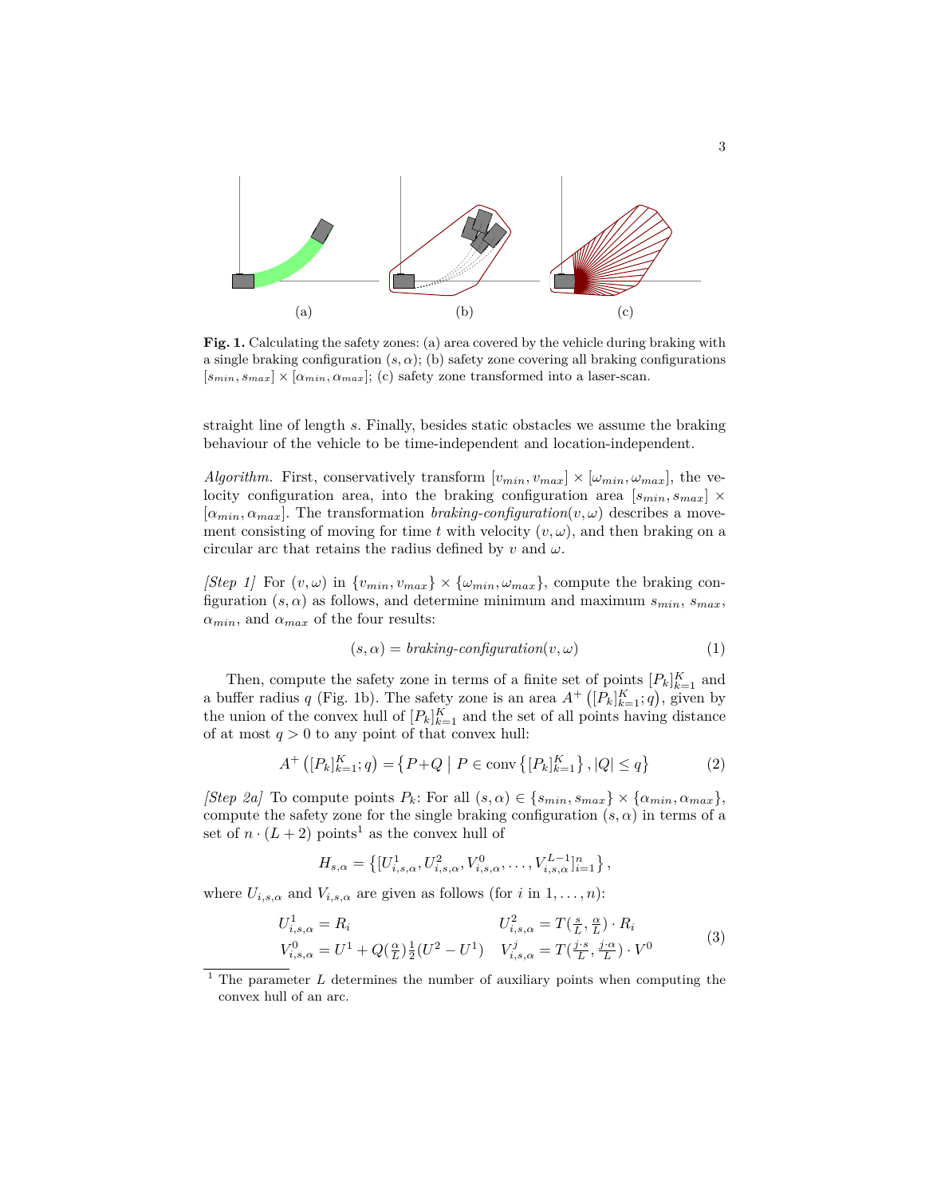(a) (b) (c)

**Fig. 1.** Calculating the safety zones: (a) area covered by the vehicle during braking with a single braking configuration $(s, \alpha)$; (b) safety zone covering all braking configurations $[s_{min}, s_{max}] \times [\alpha_{min}, \alpha_{max}]$; (c) safety zone transformed into a laser-scan.

straight line of length $s$. Finally, besides static obstacles we assume the braking behaviour of the vehicle to be time-independent and location-independent.

*Algorithm.* First, conservatively transform $[v_{min}, v_{max}] \times [\omega_{min}, \omega_{max}]$, the velocity configuration area, into the braking configuration area $[s_{min}, s_{max}] \times [\alpha_{min}, \alpha_{max}]$. The transformation *braking-configuration*$(v, \omega)$ describes a movement consisting of moving for time $t$ with velocity $(v, \omega)$, and then braking on a circular arc that retains the radius defined by $v$ and $\omega$.

*[Step 1]* For $(v, \omega)$ in $\{v_{min}, v_{max}\} \times \{\omega_{min}, \omega_{max}\}$, compute the braking configuration $(s, \alpha)$ as follows, and determine minimum and maximum $s_{min}$, $s_{max}$, $\alpha_{min}$, and $\alpha_{max}$ of the four results:

$$(s, \alpha) = \textit{braking-configuration}(v, \omega) \tag{1}$$

Then, compute the safety zone in terms of a finite set of points $[P_k]_{k=1}^K$ and a buffer radius $q$ (Fig. 1b). The safety zone is an area $A^+\left([P_k]_{k=1}^K; q\right)$, given by the union of the convex hull of $[P_k]_{k=1}^K$ and the set of all points having distance of at most $q > 0$ to any point of that convex hull:

$$A^+\left([P_k]_{k=1}^K; q\right) = \left\{ P + Q \;\middle|\; P \in \operatorname{conv}\left\{[P_k]_{k=1}^K\right\}, |Q| \leq q \right\} \tag{2}$$

*[Step 2a]* To compute points $P_k$: For all $(s, \alpha) \in \{s_{min}, s_{max}\} \times \{\alpha_{min}, \alpha_{max}\}$, compute the safety zone for the single braking configuration $(s, \alpha)$ in terms of a set of $n \cdot (L + 2)$ points[1] as the convex hull of

$$H_{s,\alpha} = \left\{ [U^1_{i,s,\alpha}, U^2_{i,s,\alpha}, V^0_{i,s,\alpha}, \ldots, V^{L-1}_{i,s,\alpha}]_{i=1}^n \right\},$$

where $U_{i,s,\alpha}$ and $V_{i,s,\alpha}$ are given as follows (for $i$ in $1, \ldots, n$):

$$\begin{aligned} U^1_{i,s,\alpha} &= R_i & U^2_{i,s,\alpha} &= T(\tfrac{s}{L}, \tfrac{\alpha}{L}) \cdot R_i \\ V^0_{i,s,\alpha} &= U^1 + Q(\tfrac{\alpha}{L})\tfrac{1}{2}(U^2 - U^1) & V^j_{i,s,\alpha} &= T(\tfrac{j \cdot s}{L}, \tfrac{j \cdot \alpha}{L}) \cdot V^0 \end{aligned} \tag{3}$$

[1] The parameter $L$ determines the number of auxiliary points when computing the convex hull of an arc.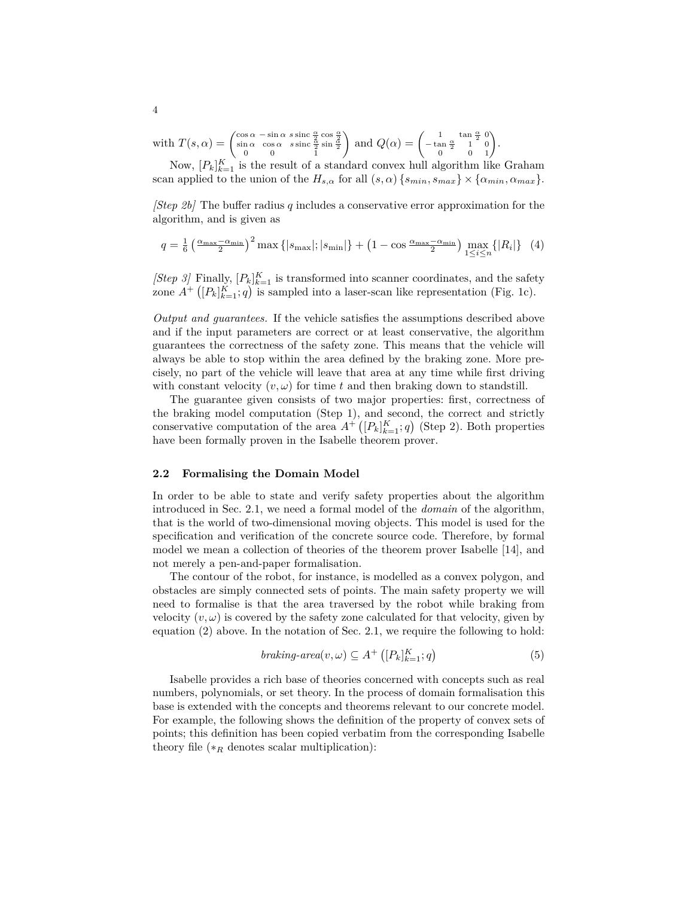with $T(s,\alpha) = \begin{pmatrix} \cos\alpha & -\sin\alpha & s\,\mathrm{sinc}\,\frac{\alpha}{2}\cos\frac{\alpha}{2} \\ \sin\alpha & \cos\alpha & s\,\mathrm{sinc}\,\frac{\alpha}{2}\sin\frac{\alpha}{2} \\ 0 & 0 & 1 \end{pmatrix}$ and $Q(\alpha) = \begin{pmatrix} 1 & \tan\frac{\alpha}{2} & 0 \\ -\tan\frac{\alpha}{2} & 1 & 0 \\ 0 & 0 & 1 \end{pmatrix}$.

Now, $[P_k]_{k=1}^{K}$ is the result of a standard convex hull algorithm like Graham scan applied to the union of the $H_{s,\alpha}$ for all $(s,\alpha)\,\{s_{min}, s_{max}\} \times \{\alpha_{min}, \alpha_{max}\}$.

*[Step 2b]* The buffer radius $q$ includes a conservative error approximation for the algorithm, and is given as

$$q = \tfrac{1}{6}\left(\tfrac{\alpha_{\max}-\alpha_{\min}}{2}\right)^2 \max\{|s_{\max}|;|s_{\min}|\} + \left(1-\cos\tfrac{\alpha_{\max}-\alpha_{\min}}{2}\right)\max_{1\le i\le n}\{|R_i|\} \quad (4)$$

*[Step 3]* Finally, $[P_k]_{k=1}^{K}$ is transformed into scanner coordinates, and the safety zone $A^+\left([P_k]_{k=1}^{K};q\right)$ is sampled into a laser-scan like representation (Fig. 1c).

*Output and guarantees.* If the vehicle satisfies the assumptions described above and if the input parameters are correct or at least conservative, the algorithm guarantees the correctness of the safety zone. This means that the vehicle will always be able to stop within the area defined by the braking zone. More precisely, no part of the vehicle will leave that area at any time while first driving with constant velocity $(v,\omega)$ for time $t$ and then braking down to standstill.

The guarantee given consists of two major properties: first, correctness of the braking model computation (Step 1), and second, the correct and strictly conservative computation of the area $A^+\left([P_k]_{k=1}^{K};q\right)$ (Step 2). Both properties have been formally proven in the Isabelle theorem prover.

### 2.2 Formalising the Domain Model

In order to be able to state and verify safety properties about the algorithm introduced in Sec. 2.1, we need a formal model of the *domain* of the algorithm, that is the world of two-dimensional moving objects. This model is used for the specification and verification of the concrete source code. Therefore, by formal model we mean a collection of theories of the theorem prover Isabelle [14], and not merely a pen-and-paper formalisation.

The contour of the robot, for instance, is modelled as a convex polygon, and obstacles are simply connected sets of points. The main safety property we will need to formalise is that the area traversed by the robot while braking from velocity $(v,\omega)$ is covered by the safety zone calculated for that velocity, given by equation (2) above. In the notation of Sec. 2.1, we require the following to hold:

$$\textit{braking-area}(v,\omega) \subseteq A^+\left([P_k]_{k=1}^{K};q\right) \quad (5)$$

Isabelle provides a rich base of theories concerned with concepts such as real numbers, polynomials, or set theory. In the process of domain formalisation this base is extended with the concepts and theorems relevant to our concrete model. For example, the following shows the definition of the property of convex sets of points; this definition has been copied verbatim from the corresponding Isabelle theory file ($*_R$ denotes scalar multiplication):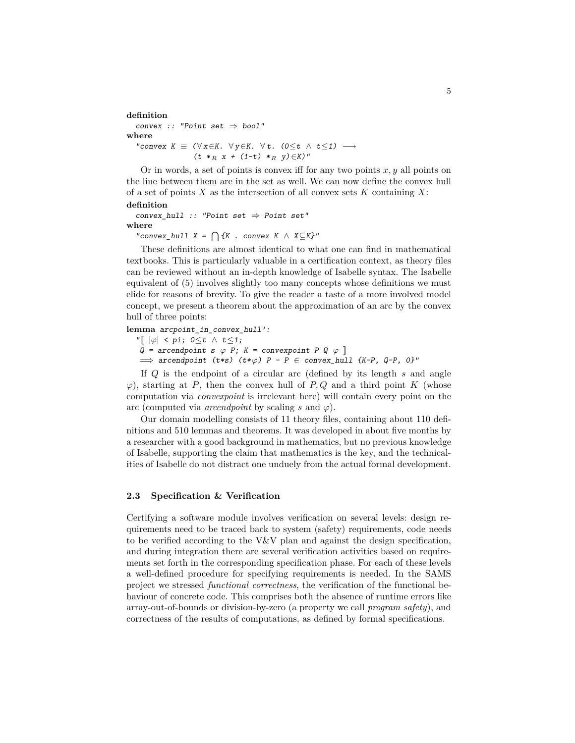**definition**

```
convex :: "Point set ⇒ bool"
```

**where**

```
"convex K ≡ (∀x∈K. ∀y∈K. ∀t. (0≤t ∧ t≤1) ⟶
            (t *R x + (1-t) *R y)∈K)"
```

Or in words, a set of points is convex iff for any two points $x, y$ all points on the line between them are in the set as well. We can now define the convex hull of a set of points $X$ as the intersection of all convex sets $K$ containing $X$:

**definition**

```
convex_hull :: "Point set ⇒ Point set"
```

**where**

```
"convex_hull X = ⋂{K . convex K ∧ X⊆K}"
```

These definitions are almost identical to what one can find in mathematical textbooks. This is particularly valuable in a certification context, as theory files can be reviewed without an in-depth knowledge of Isabelle syntax. The Isabelle equivalent of (5) involves slightly too many concepts whose definitions we must elide for reasons of brevity. To give the reader a taste of a more involved model concept, we present a theorem about the approximation of an arc by the convex hull of three points:

**lemma** *arcpoint_in_convex_hull':*

```
"⟦ |φ| < pi; 0≤t ∧ t≤1;
  Q = arcendpoint s φ P; K = convexpoint P Q φ ⟧
  ⟹ arcendpoint (t*s) (t*φ) P - P ∈ convex_hull {K-P, Q-P, 0}"
```

If $Q$ is the endpoint of a circular arc (defined by its length $s$ and angle $\varphi$), starting at $P$, then the convex hull of $P, Q$ and a third point $K$ (whose computation via *convexpoint* is irrelevant here) will contain every point on the arc (computed via *arcendpoint* by scaling $s$ and $\varphi$).

Our domain modelling consists of 11 theory files, containing about 110 definitions and 510 lemmas and theorems. It was developed in about five months by a researcher with a good background in mathematics, but no previous knowledge of Isabelle, supporting the claim that mathematics is the key, and the technicalities of Isabelle do not distract one unduely from the actual formal development.

### 2.3 Specification & Verification

Certifying a software module involves verification on several levels: design requirements need to be traced back to system (safety) requirements, code needs to be verified according to the V&V plan and against the design specification, and during integration there are several verification activities based on requirements set forth in the corresponding specification phase. For each of these levels a well-defined procedure for specifying requirements is needed. In the SAMS project we stressed *functional correctness*, the verification of the functional behaviour of concrete code. This comprises both the absence of runtime errors like array-out-of-bounds or division-by-zero (a property we call *program safety*), and correctness of the results of computations, as defined by formal specifications.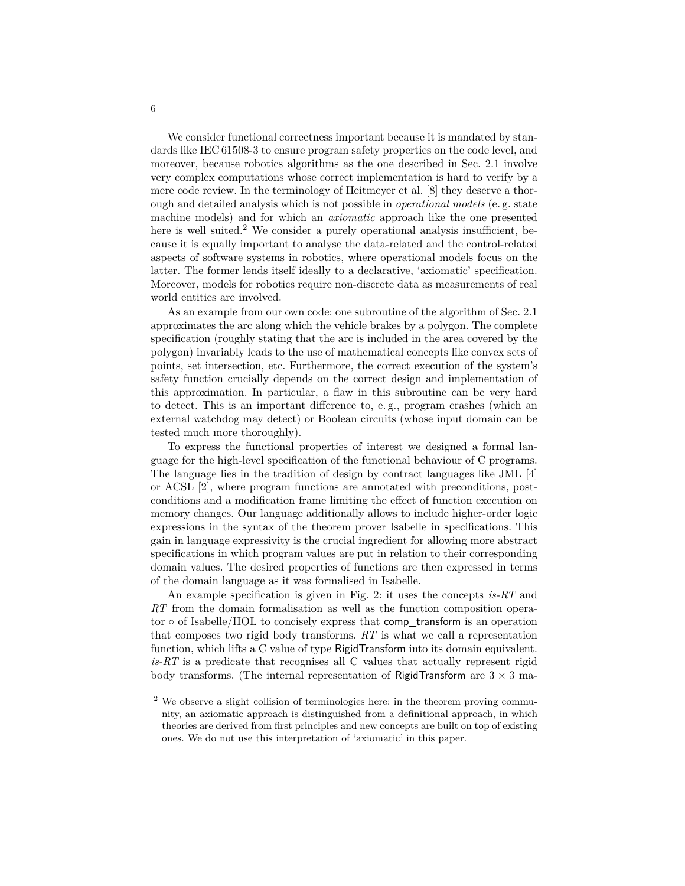We consider functional correctness important because it is mandated by standards like IEC 61508-3 to ensure program safety properties on the code level, and moreover, because robotics algorithms as the one described in Sec. 2.1 involve very complex computations whose correct implementation is hard to verify by a mere code review. In the terminology of Heitmeyer et al. [8] they deserve a thorough and detailed analysis which is not possible in *operational models* (e. g. state machine models) and for which an *axiomatic* approach like the one presented here is well suited.[2] We consider a purely operational analysis insufficient, because it is equally important to analyse the data-related and the control-related aspects of software systems in robotics, where operational models focus on the latter. The former lends itself ideally to a declarative, 'axiomatic' specification. Moreover, models for robotics require non-discrete data as measurements of real world entities are involved.

As an example from our own code: one subroutine of the algorithm of Sec. 2.1 approximates the arc along which the vehicle brakes by a polygon. The complete specification (roughly stating that the arc is included in the area covered by the polygon) invariably leads to the use of mathematical concepts like convex sets of points, set intersection, etc. Furthermore, the correct execution of the system's safety function crucially depends on the correct design and implementation of this approximation. In particular, a flaw in this subroutine can be very hard to detect. This is an important difference to, e. g., program crashes (which an external watchdog may detect) or Boolean circuits (whose input domain can be tested much more thoroughly).

To express the functional properties of interest we designed a formal language for the high-level specification of the functional behaviour of C programs. The language lies in the tradition of design by contract languages like JML [4] or ACSL [2], where program functions are annotated with preconditions, postconditions and a modification frame limiting the effect of function execution on memory changes. Our language additionally allows to include higher-order logic expressions in the syntax of the theorem prover Isabelle in specifications. This gain in language expressivity is the crucial ingredient for allowing more abstract specifications in which program values are put in relation to their corresponding domain values. The desired properties of functions are then expressed in terms of the domain language as it was formalised in Isabelle.

An example specification is given in Fig. 2: it uses the concepts *is-RT* and *RT* from the domain formalisation as well as the function composition operator $\circ$ of Isabelle/HOL to concisely express that comp_transform is an operation that composes two rigid body transforms. *RT* is what we call a representation function, which lifts a C value of type RigidTransform into its domain equivalent. *is-RT* is a predicate that recognises all C values that actually represent rigid body transforms. (The internal representation of RigidTransform are $3 \times 3$ ma-

[2] We observe a slight collision of terminologies here: in the theorem proving community, an axiomatic approach is distinguished from a definitional approach, in which theories are derived from first principles and new concepts are built on top of existing ones. We do not use this interpretation of 'axiomatic' in this paper.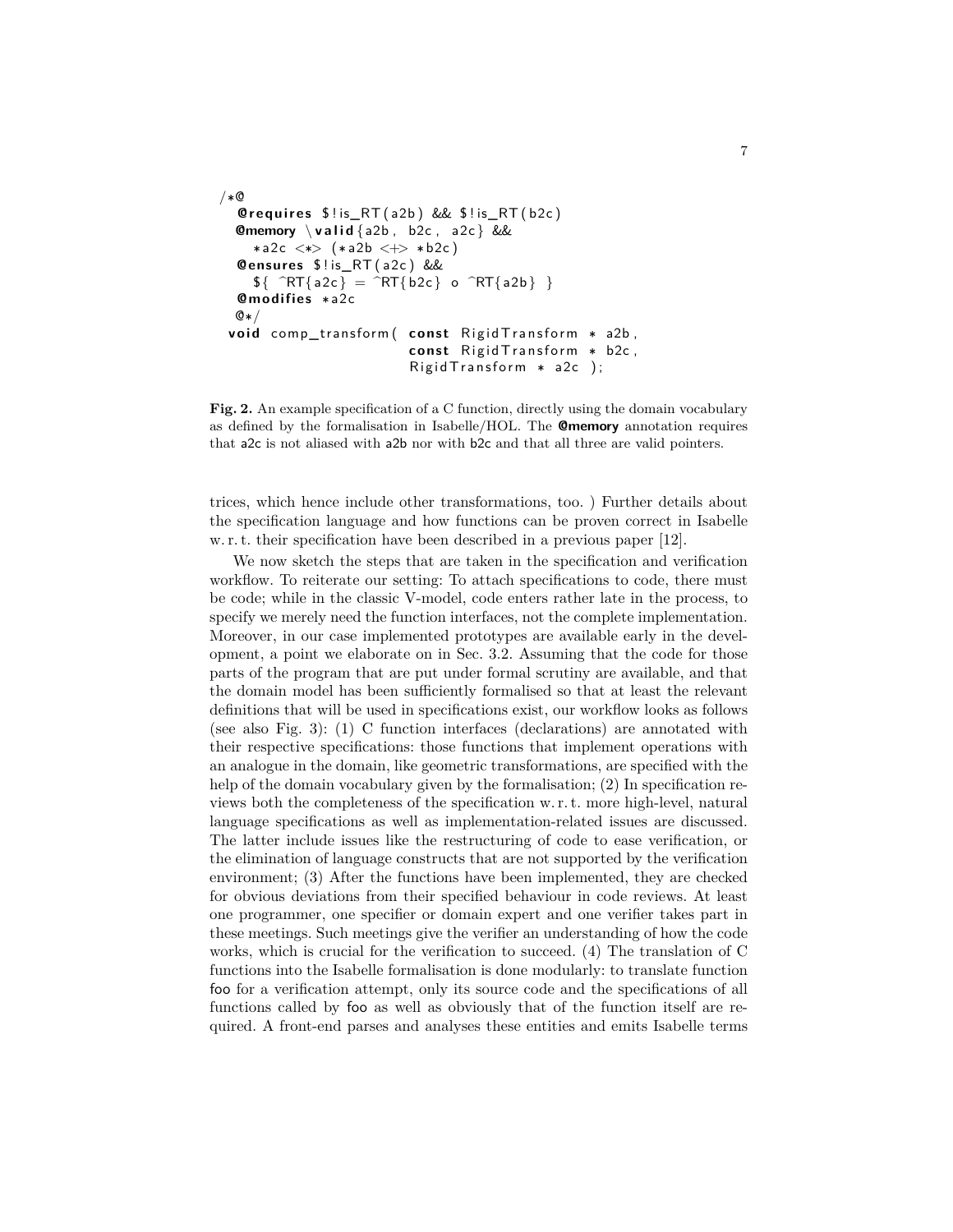```
/*@
  @requires $!is_RT(a2b) && $!is_RT(b2c)
  @memory \valid{a2b, b2c, a2c} &&
    *a2c <*> (*a2b <+> *b2c)
  @ensures $!is_RT(a2c) &&
    ${ ^RT{a2c} = ^RT{b2c} o ^RT{a2b} }
  @modifies *a2c
  @*/
void comp_transform( const RigidTransform * a2b,
                     const RigidTransform * b2c,
                     RigidTransform * a2c );
```

**Fig. 2.** An example specification of a C function, directly using the domain vocabulary as defined by the formalisation in Isabelle/HOL. The **@memory** annotation requires that a2c is not aliased with a2b nor with b2c and that all three are valid pointers.

trices, which hence include other transformations, too. ) Further details about the specification language and how functions can be proven correct in Isabelle w. r. t. their specification have been described in a previous paper [12].

We now sketch the steps that are taken in the specification and verification workflow. To reiterate our setting: To attach specifications to code, there must be code; while in the classic V-model, code enters rather late in the process, to specify we merely need the function interfaces, not the complete implementation. Moreover, in our case implemented prototypes are available early in the development, a point we elaborate on in Sec. 3.2. Assuming that the code for those parts of the program that are put under formal scrutiny are available, and that the domain model has been sufficiently formalised so that at least the relevant definitions that will be used in specifications exist, our workflow looks as follows (see also Fig. 3): (1) C function interfaces (declarations) are annotated with their respective specifications: those functions that implement operations with an analogue in the domain, like geometric transformations, are specified with the help of the domain vocabulary given by the formalisation; (2) In specification reviews both the completeness of the specification w. r. t. more high-level, natural language specifications as well as implementation-related issues are discussed. The latter include issues like the restructuring of code to ease verification, or the elimination of language constructs that are not supported by the verification environment; (3) After the functions have been implemented, they are checked for obvious deviations from their specified behaviour in code reviews. At least one programmer, one specifier or domain expert and one verifier takes part in these meetings. Such meetings give the verifier an understanding of how the code works, which is crucial for the verification to succeed. (4) The translation of C functions into the Isabelle formalisation is done modularly: to translate function foo for a verification attempt, only its source code and the specifications of all functions called by foo as well as obviously that of the function itself are required. A front-end parses and analyses these entities and emits Isabelle terms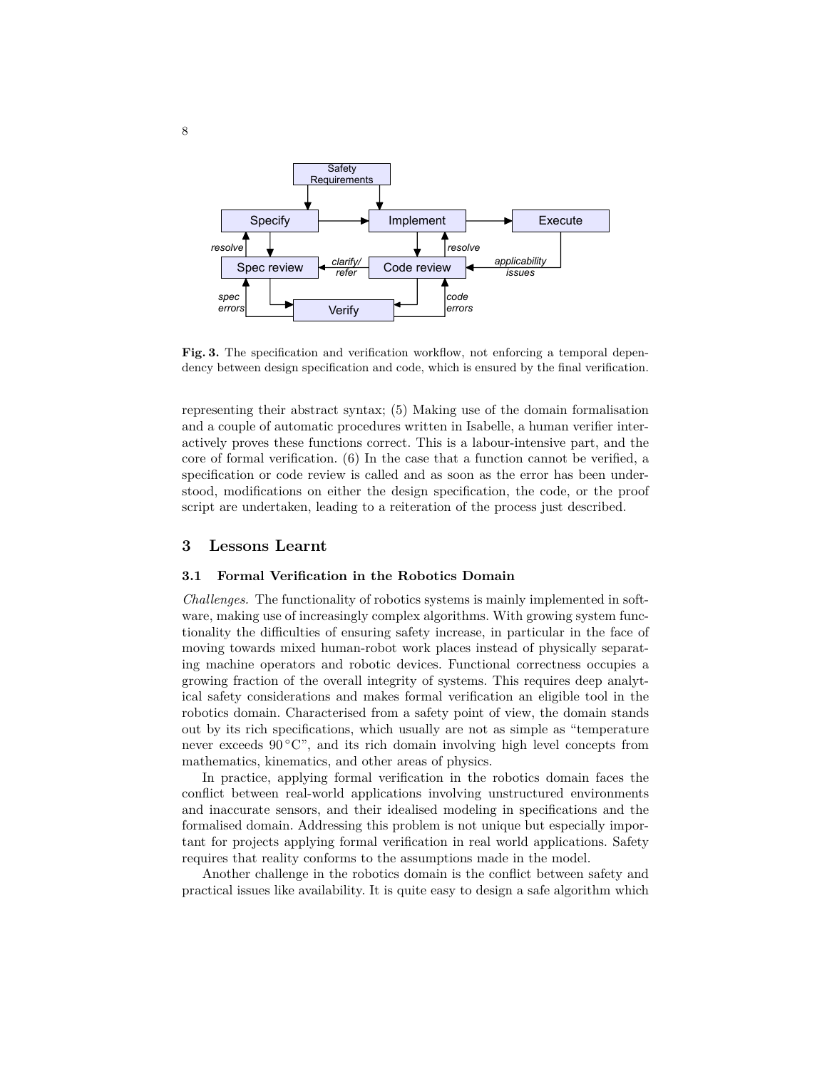**Fig. 3.** The specification and verification workflow, not enforcing a temporal dependency between design specification and code, which is ensured by the final verification.

representing their abstract syntax; (5) Making use of the domain formalisation and a couple of automatic procedures written in Isabelle, a human verifier interactively proves these functions correct. This is a labour-intensive part, and the core of formal verification. (6) In the case that a function cannot be verified, a specification or code review is called and as soon as the error has been understood, modifications on either the design specification, the code, or the proof script are undertaken, leading to a reiteration of the process just described.

## 3 Lessons Learnt

### 3.1 Formal Verification in the Robotics Domain

*Challenges.* The functionality of robotics systems is mainly implemented in software, making use of increasingly complex algorithms. With growing system functionality the difficulties of ensuring safety increase, in particular in the face of moving towards mixed human-robot work places instead of physically separating machine operators and robotic devices. Functional correctness occupies a growing fraction of the overall integrity of systems. This requires deep analytical safety considerations and makes formal verification an eligible tool in the robotics domain. Characterised from a safety point of view, the domain stands out by its rich specifications, which usually are not as simple as "temperature never exceeds 90 °C", and its rich domain involving high level concepts from mathematics, kinematics, and other areas of physics.

In practice, applying formal verification in the robotics domain faces the conflict between real-world applications involving unstructured environments and inaccurate sensors, and their idealised modeling in specifications and the formalised domain. Addressing this problem is not unique but especially important for projects applying formal verification in real world applications. Safety requires that reality conforms to the assumptions made in the model.

Another challenge in the robotics domain is the conflict between safety and practical issues like availability. It is quite easy to design a safe algorithm which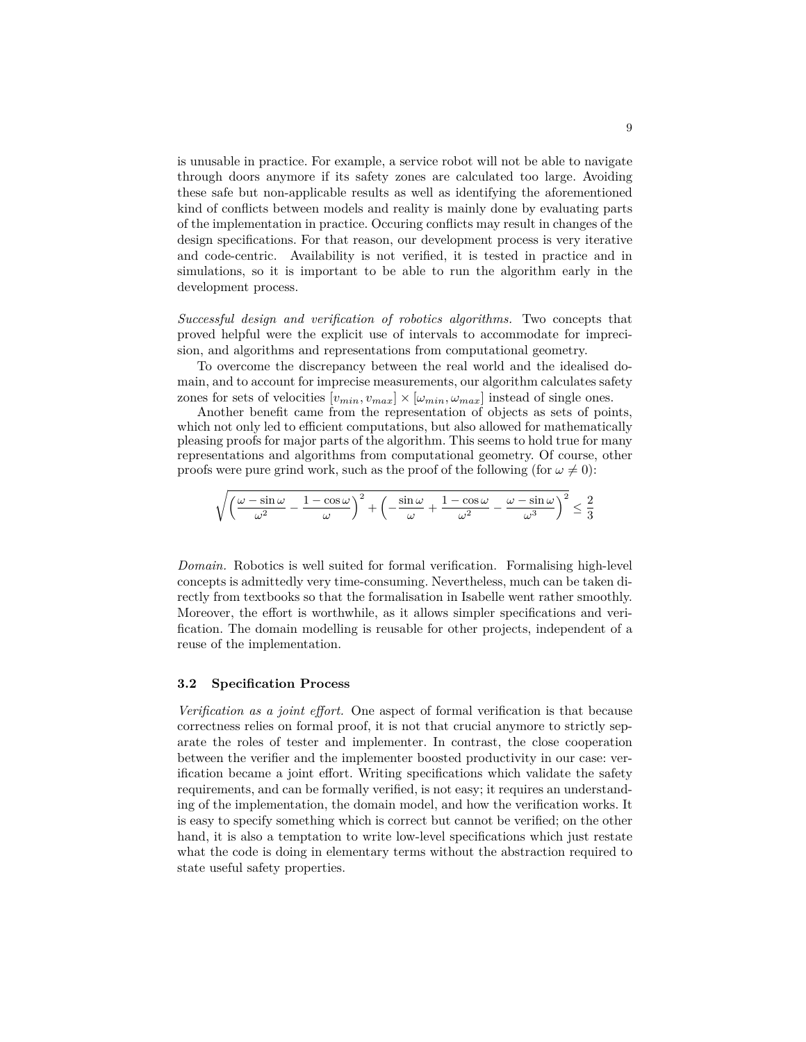is unusable in practice. For example, a service robot will not be able to navigate through doors anymore if its safety zones are calculated too large. Avoiding these safe but non-applicable results as well as identifying the aforementioned kind of conflicts between models and reality is mainly done by evaluating parts of the implementation in practice. Occuring conflicts may result in changes of the design specifications. For that reason, our development process is very iterative and code-centric. Availability is not verified, it is tested in practice and in simulations, so it is important to be able to run the algorithm early in the development process.

*Successful design and verification of robotics algorithms.* Two concepts that proved helpful were the explicit use of intervals to accommodate for imprecision, and algorithms and representations from computational geometry.

To overcome the discrepancy between the real world and the idealised domain, and to account for imprecise measurements, our algorithm calculates safety zones for sets of velocities $[v_{min}, v_{max}] \times [\omega_{min}, \omega_{max}]$ instead of single ones.

Another benefit came from the representation of objects as sets of points, which not only led to efficient computations, but also allowed for mathematically pleasing proofs for major parts of the algorithm. This seems to hold true for many representations and algorithms from computational geometry. Of course, other proofs were pure grind work, such as the proof of the following (for $\omega \neq 0$):

$$\sqrt{\left(\frac{\omega - \sin\omega}{\omega^2} - \frac{1-\cos\omega}{\omega}\right)^2 + \left(-\frac{\sin\omega}{\omega} + \frac{1-\cos\omega}{\omega^2} - \frac{\omega - \sin\omega}{\omega^3}\right)^2} \leq \frac{2}{3}$$

*Domain.* Robotics is well suited for formal verification. Formalising high-level concepts is admittedly very time-consuming. Nevertheless, much can be taken directly from textbooks so that the formalisation in Isabelle went rather smoothly. Moreover, the effort is worthwhile, as it allows simpler specifications and verification. The domain modelling is reusable for other projects, independent of a reuse of the implementation.

### 3.2 Specification Process

*Verification as a joint effort.* One aspect of formal verification is that because correctness relies on formal proof, it is not that crucial anymore to strictly separate the roles of tester and implementer. In contrast, the close cooperation between the verifier and the implementer boosted productivity in our case: verification became a joint effort. Writing specifications which validate the safety requirements, and can be formally verified, is not easy; it requires an understanding of the implementation, the domain model, and how the verification works. It is easy to specify something which is correct but cannot be verified; on the other hand, it is also a temptation to write low-level specifications which just restate what the code is doing in elementary terms without the abstraction required to state useful safety properties.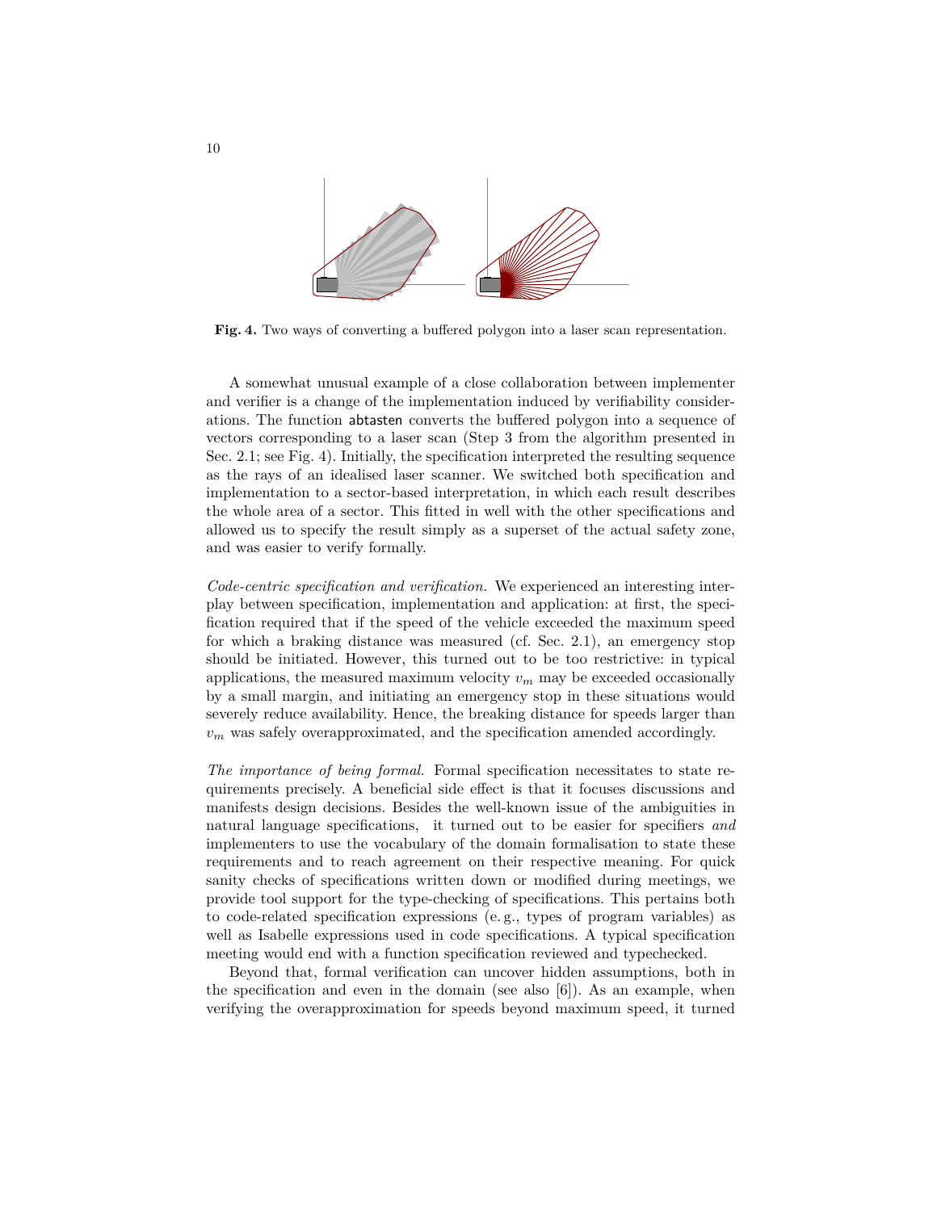**Fig. 4.** Two ways of converting a buffered polygon into a laser scan representation.

A somewhat unusual example of a close collaboration between implementer and verifier is a change of the implementation induced by verifiability considerations. The function abtasten converts the buffered polygon into a sequence of vectors corresponding to a laser scan (Step 3 from the algorithm presented in Sec. 2.1; see Fig. 4). Initially, the specification interpreted the resulting sequence as the rays of an idealised laser scanner. We switched both specification and implementation to a sector-based interpretation, in which each result describes the whole area of a sector. This fitted in well with the other specifications and allowed us to specify the result simply as a superset of the actual safety zone, and was easier to verify formally.

*Code-centric specification and verification.* We experienced an interesting interplay between specification, implementation and application: at first, the specification required that if the speed of the vehicle exceeded the maximum speed for which a braking distance was measured (cf. Sec. 2.1), an emergency stop should be initiated. However, this turned out to be too restrictive: in typical applications, the measured maximum velocity $v_m$ may be exceeded occasionally by a small margin, and initiating an emergency stop in these situations would severely reduce availability. Hence, the breaking distance for speeds larger than $v_m$ was safely overapproximated, and the specification amended accordingly.

*The importance of being formal.* Formal specification necessitates to state requirements precisely. A beneficial side effect is that it focuses discussions and manifests design decisions. Besides the well-known issue of the ambiguities in natural language specifications, it turned out to be easier for specifiers *and* implementers to use the vocabulary of the domain formalisation to state these requirements and to reach agreement on their respective meaning. For quick sanity checks of specifications written down or modified during meetings, we provide tool support for the type-checking of specifications. This pertains both to code-related specification expressions (e. g., types of program variables) as well as Isabelle expressions used in code specifications. A typical specification meeting would end with a function specification reviewed and typechecked.

Beyond that, formal verification can uncover hidden assumptions, both in the specification and even in the domain (see also [6]). As an example, when verifying the overapproximation for speeds beyond maximum speed, it turned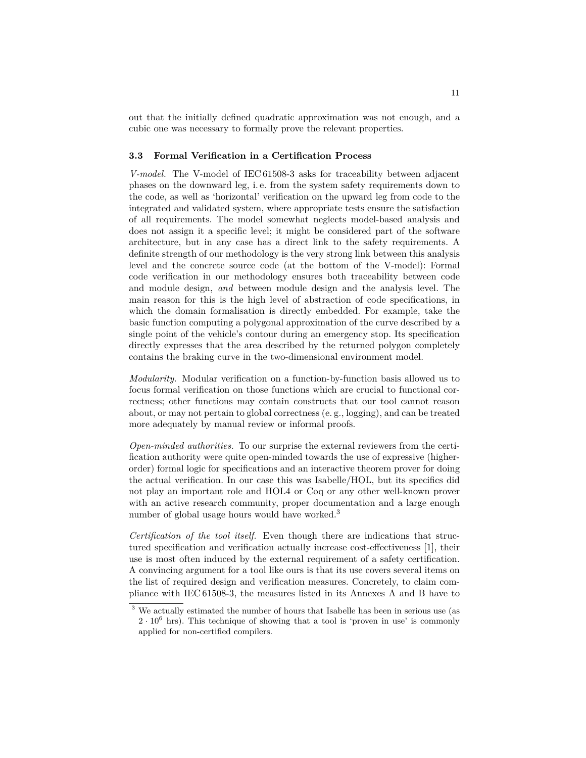out that the initially defined quadratic approximation was not enough, and a cubic one was necessary to formally prove the relevant properties.

### 3.3 Formal Verification in a Certification Process

*V-model.* The V-model of IEC 61508-3 asks for traceability between adjacent phases on the downward leg, i. e. from the system safety requirements down to the code, as well as 'horizontal' verification on the upward leg from code to the integrated and validated system, where appropriate tests ensure the satisfaction of all requirements. The model somewhat neglects model-based analysis and does not assign it a specific level; it might be considered part of the software architecture, but in any case has a direct link to the safety requirements. A definite strength of our methodology is the very strong link between this analysis level and the concrete source code (at the bottom of the V-model): Formal code verification in our methodology ensures both traceability between code and module design, *and* between module design and the analysis level. The main reason for this is the high level of abstraction of code specifications, in which the domain formalisation is directly embedded. For example, take the basic function computing a polygonal approximation of the curve described by a single point of the vehicle's contour during an emergency stop. Its specification directly expresses that the area described by the returned polygon completely contains the braking curve in the two-dimensional environment model.

*Modularity.* Modular verification on a function-by-function basis allowed us to focus formal verification on those functions which are crucial to functional correctness; other functions may contain constructs that our tool cannot reason about, or may not pertain to global correctness (e. g., logging), and can be treated more adequately by manual review or informal proofs.

*Open-minded authorities.* To our surprise the external reviewers from the certification authority were quite open-minded towards the use of expressive (higher-order) formal logic for specifications and an interactive theorem prover for doing the actual verification. In our case this was Isabelle/HOL, but its specifics did not play an important role and HOL4 or Coq or any other well-known prover with an active research community, proper documentation and a large enough number of global usage hours would have worked.[3]

*Certification of the tool itself.* Even though there are indications that structured specification and verification actually increase cost-effectiveness [1], their use is most often induced by the external requirement of a safety certification. A convincing argument for a tool like ours is that its use covers several items on the list of required design and verification measures. Concretely, to claim compliance with IEC 61508-3, the measures listed in its Annexes A and B have to

[3] We actually estimated the number of hours that Isabelle has been in serious use (as $2 \cdot 10^6$ hrs). This technique of showing that a tool is 'proven in use' is commonly applied for non-certified compilers.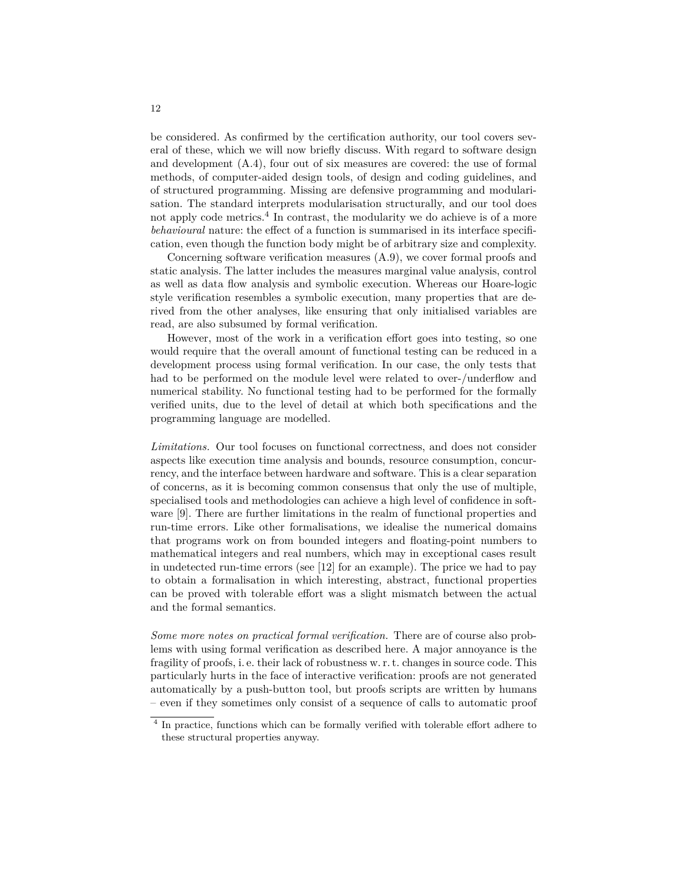be considered. As confirmed by the certification authority, our tool covers several of these, which we will now briefly discuss. With regard to software design and development (A.4), four out of six measures are covered: the use of formal methods, of computer-aided design tools, of design and coding guidelines, and of structured programming. Missing are defensive programming and modularisation. The standard interprets modularisation structurally, and our tool does not apply code metrics.[4] In contrast, the modularity we do achieve is of a more *behavioural* nature: the effect of a function is summarised in its interface specification, even though the function body might be of arbitrary size and complexity.

Concerning software verification measures (A.9), we cover formal proofs and static analysis. The latter includes the measures marginal value analysis, control as well as data flow analysis and symbolic execution. Whereas our Hoare-logic style verification resembles a symbolic execution, many properties that are derived from the other analyses, like ensuring that only initialised variables are read, are also subsumed by formal verification.

However, most of the work in a verification effort goes into testing, so one would require that the overall amount of functional testing can be reduced in a development process using formal verification. In our case, the only tests that had to be performed on the module level were related to over-/underflow and numerical stability. No functional testing had to be performed for the formally verified units, due to the level of detail at which both specifications and the programming language are modelled.

*Limitations.* Our tool focuses on functional correctness, and does not consider aspects like execution time analysis and bounds, resource consumption, concurrency, and the interface between hardware and software. This is a clear separation of concerns, as it is becoming common consensus that only the use of multiple, specialised tools and methodologies can achieve a high level of confidence in software [9]. There are further limitations in the realm of functional properties and run-time errors. Like other formalisations, we idealise the numerical domains that programs work on from bounded integers and floating-point numbers to mathematical integers and real numbers, which may in exceptional cases result in undetected run-time errors (see [12] for an example). The price we had to pay to obtain a formalisation in which interesting, abstract, functional properties can be proved with tolerable effort was a slight mismatch between the actual and the formal semantics.

*Some more notes on practical formal verification.* There are of course also problems with using formal verification as described here. A major annoyance is the fragility of proofs, i. e. their lack of robustness w. r. t. changes in source code. This particularly hurts in the face of interactive verification: proofs are not generated automatically by a push-button tool, but proofs scripts are written by humans – even if they sometimes only consist of a sequence of calls to automatic proof

[4] In practice, functions which can be formally verified with tolerable effort adhere to these structural properties anyway.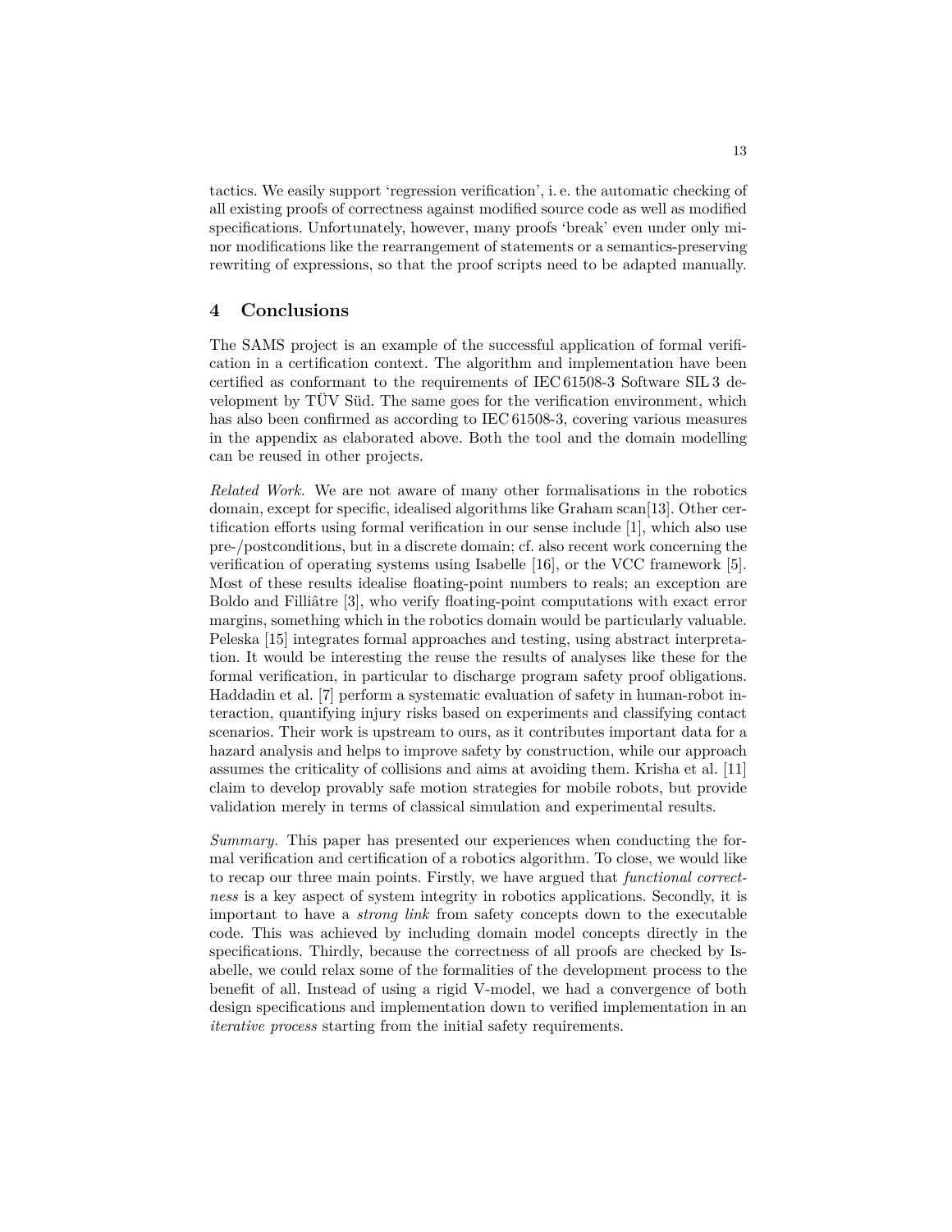tactics. We easily support 'regression verification', i. e. the automatic checking of all existing proofs of correctness against modified source code as well as modified specifications. Unfortunately, however, many proofs 'break' even under only minor modifications like the rearrangement of statements or a semantics-preserving rewriting of expressions, so that the proof scripts need to be adapted manually.

## 4 Conclusions

The SAMS project is an example of the successful application of formal verification in a certification context. The algorithm and implementation have been certified as conformant to the requirements of IEC 61508-3 Software SIL 3 development by TÜV Süd. The same goes for the verification environment, which has also been confirmed as according to IEC 61508-3, covering various measures in the appendix as elaborated above. Both the tool and the domain modelling can be reused in other projects.

*Related Work.* We are not aware of many other formalisations in the robotics domain, except for specific, idealised algorithms like Graham scan[13]. Other certification efforts using formal verification in our sense include [1], which also use pre-/postconditions, but in a discrete domain; cf. also recent work concerning the verification of operating systems using Isabelle [16], or the VCC framework [5]. Most of these results idealise floating-point numbers to reals; an exception are Boldo and Filliâtre [3], who verify floating-point computations with exact error margins, something which in the robotics domain would be particularly valuable. Peleska [15] integrates formal approaches and testing, using abstract interpretation. It would be interesting the reuse the results of analyses like these for the formal verification, in particular to discharge program safety proof obligations. Haddadin et al. [7] perform a systematic evaluation of safety in human-robot interaction, quantifying injury risks based on experiments and classifying contact scenarios. Their work is upstream to ours, as it contributes important data for a hazard analysis and helps to improve safety by construction, while our approach assumes the criticality of collisions and aims at avoiding them. Krisha et al. [11] claim to develop provably safe motion strategies for mobile robots, but provide validation merely in terms of classical simulation and experimental results.

*Summary.* This paper has presented our experiences when conducting the formal verification and certification of a robotics algorithm. To close, we would like to recap our three main points. Firstly, we have argued that *functional correctness* is a key aspect of system integrity in robotics applications. Secondly, it is important to have a *strong link* from safety concepts down to the executable code. This was achieved by including domain model concepts directly in the specifications. Thirdly, because the correctness of all proofs are checked by Isabelle, we could relax some of the formalities of the development process to the benefit of all. Instead of using a rigid V-model, we had a convergence of both design specifications and implementation down to verified implementation in an *iterative process* starting from the initial safety requirements.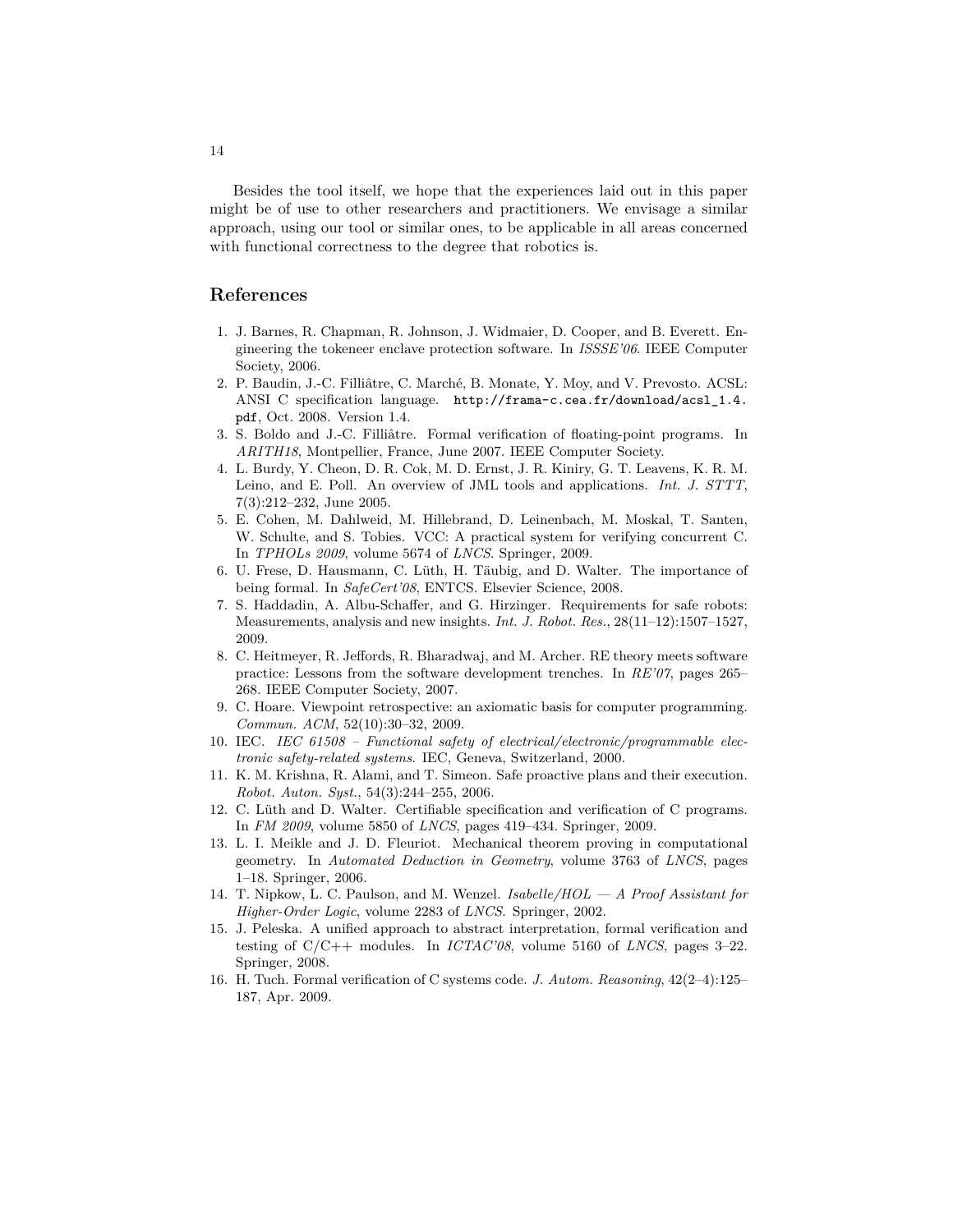Besides the tool itself, we hope that the experiences laid out in this paper might be of use to other researchers and practitioners. We envisage a similar approach, using our tool or similar ones, to be applicable in all areas concerned with functional correctness to the degree that robotics is.

## References

1. J. Barnes, R. Chapman, R. Johnson, J. Widmaier, D. Cooper, and B. Everett. Engineering the tokeneer enclave protection software. In *ISSSE'06*. IEEE Computer Society, 2006.
2. P. Baudin, J.-C. Filliâtre, C. Marché, B. Monate, Y. Moy, and V. Prevosto. ACSL: ANSI C specification language. `http://frama-c.cea.fr/download/acsl_1.4.pdf`, Oct. 2008. Version 1.4.
3. S. Boldo and J.-C. Filliâtre. Formal verification of floating-point programs. In *ARITH18*, Montpellier, France, June 2007. IEEE Computer Society.
4. L. Burdy, Y. Cheon, D. R. Cok, M. D. Ernst, J. R. Kiniry, G. T. Leavens, K. R. M. Leino, and E. Poll. An overview of JML tools and applications. *Int. J. STTT*, 7(3):212–232, June 2005.
5. E. Cohen, M. Dahlweid, M. Hillebrand, D. Leinenbach, M. Moskal, T. Santen, W. Schulte, and S. Tobies. VCC: A practical system for verifying concurrent C. In *TPHOLs 2009*, volume 5674 of *LNCS*. Springer, 2009.
6. U. Frese, D. Hausmann, C. Lüth, H. Täubig, and D. Walter. The importance of being formal. In *SafeCert'08*, ENTCS. Elsevier Science, 2008.
7. S. Haddadin, A. Albu-Schaffer, and G. Hirzinger. Requirements for safe robots: Measurements, analysis and new insights. *Int. J. Robot. Res.*, 28(11–12):1507–1527, 2009.
8. C. Heitmeyer, R. Jeffords, R. Bharadwaj, and M. Archer. RE theory meets software practice: Lessons from the software development trenches. In *RE'07*, pages 265–268. IEEE Computer Society, 2007.
9. C. Hoare. Viewpoint retrospective: an axiomatic basis for computer programming. *Commun. ACM*, 52(10):30–32, 2009.
10. IEC. *IEC 61508 – Functional safety of electrical/electronic/programmable electronic safety-related systems.* IEC, Geneva, Switzerland, 2000.
11. K. M. Krishna, R. Alami, and T. Simeon. Safe proactive plans and their execution. *Robot. Auton. Syst.*, 54(3):244–255, 2006.
12. C. Lüth and D. Walter. Certifiable specification and verification of C programs. In *FM 2009*, volume 5850 of *LNCS*, pages 419–434. Springer, 2009.
13. L. I. Meikle and J. D. Fleuriot. Mechanical theorem proving in computational geometry. In *Automated Deduction in Geometry*, volume 3763 of *LNCS*, pages 1–18. Springer, 2006.
14. T. Nipkow, L. C. Paulson, and M. Wenzel. *Isabelle/HOL — A Proof Assistant for Higher-Order Logic*, volume 2283 of *LNCS*. Springer, 2002.
15. J. Peleska. A unified approach to abstract interpretation, formal verification and testing of C/C++ modules. In *ICTAC'08*, volume 5160 of *LNCS*, pages 3–22. Springer, 2008.
16. H. Tuch. Formal verification of C systems code. *J. Autom. Reasoning*, 42(2–4):125–187, Apr. 2009.